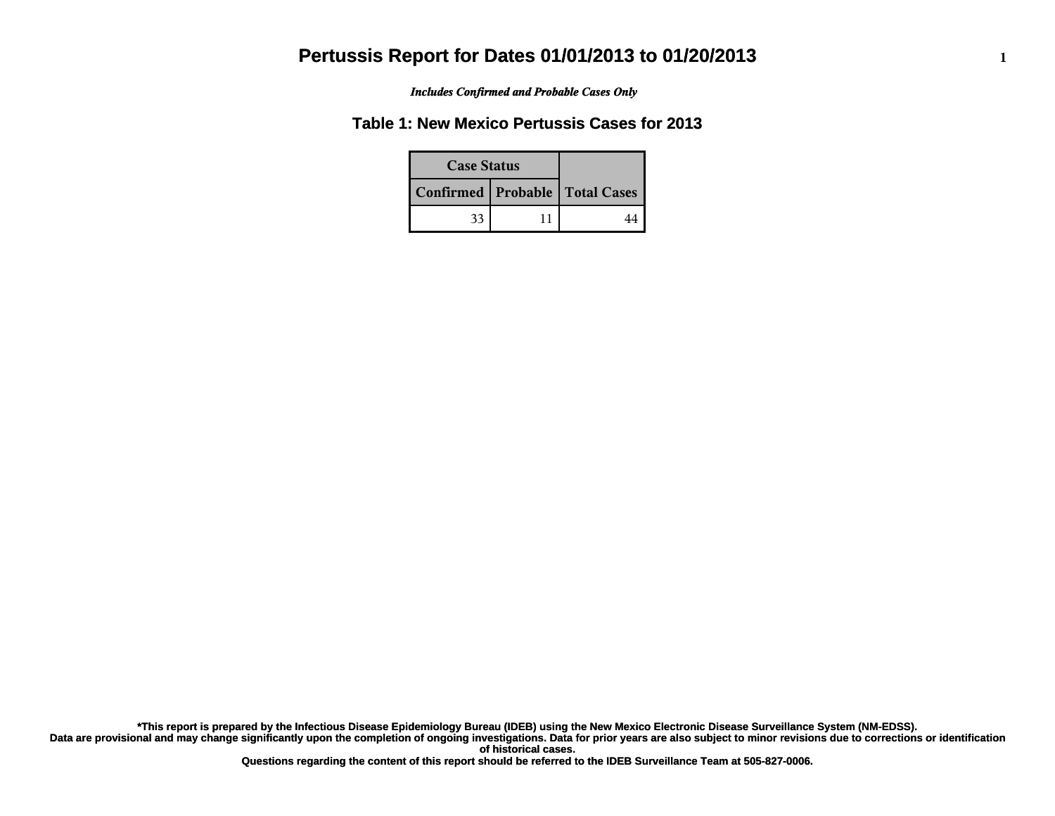# Pertussis Report for Dates 01/01/2013 to 01/20/2013

*Includes Confirmed and Probable Cases Only*

## Table 1: New Mexico Pertussis Cases for 2013

| Case Status | | |
|---|---|---|
| Confirmed | Probable | Total Cases |
| 33 | 11 | 44 |

**\*This report is prepared by the Infectious Disease Epidemiology Bureau (IDEB) using the New Mexico Electronic Disease Surveillance System (NM-EDSS).**
**Data are provisional and may change significantly upon the completion of ongoing investigations. Data for prior years are also subject to minor revisions due to corrections or identification of historical cases.**
**Questions regarding the content of this report should be referred to the IDEB Surveillance Team at 505-827-0006.**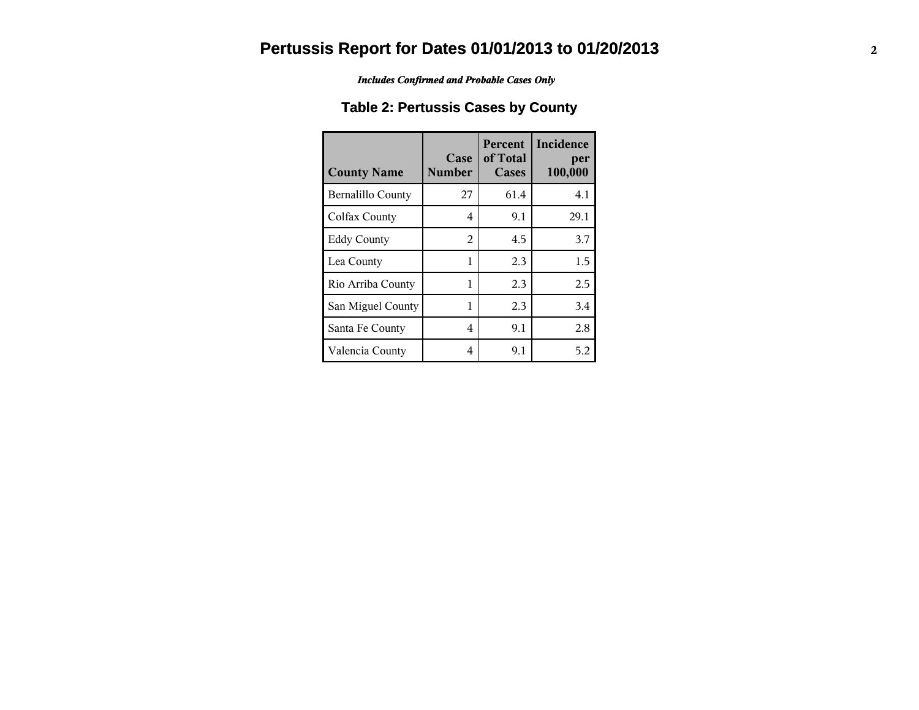# Pertussis Report for Dates 01/01/2013 to 01/20/2013

***Includes Confirmed and Probable Cases Only***

## Table 2: Pertussis Cases by County

| County Name | Case Number | Percent of Total Cases | Incidence per 100,000 |
|---|---|---|---|
| Bernalillo County | 27 | 61.4 | 4.1 |
| Colfax County | 4 | 9.1 | 29.1 |
| Eddy County | 2 | 4.5 | 3.7 |
| Lea County | 1 | 2.3 | 1.5 |
| Rio Arriba County | 1 | 2.3 | 2.5 |
| San Miguel County | 1 | 2.3 | 3.4 |
| Santa Fe County | 4 | 9.1 | 2.8 |
| Valencia County | 4 | 9.1 | 5.2 |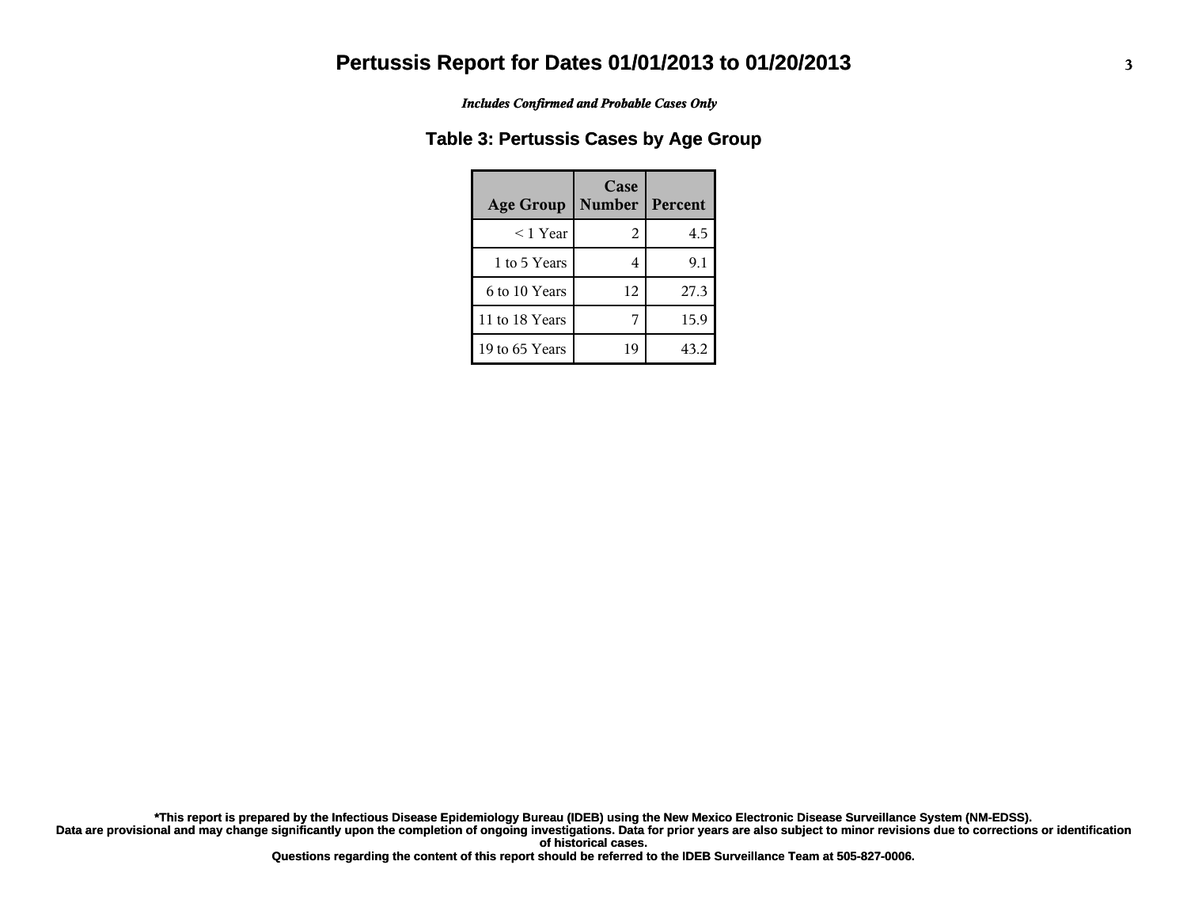# Pertussis Report for Dates 01/01/2013 to 01/20/2013

***Includes Confirmed and Probable Cases Only***

## Table 3: Pertussis Cases by Age Group

| Age Group | Case Number | Percent |
|---|---|---|
| < 1 Year | 2 | 4.5 |
| 1 to 5 Years | 4 | 9.1 |
| 6 to 10 Years | 12 | 27.3 |
| 11 to 18 Years | 7 | 15.9 |
| 19 to 65 Years | 19 | 43.2 |

**\*This report is prepared by the Infectious Disease Epidemiology Bureau (IDEB) using the New Mexico Electronic Disease Surveillance System (NM-EDSS).**
**Data are provisional and may change significantly upon the completion of ongoing investigations. Data for prior years are also subject to minor revisions due to corrections or identification of historical cases.**
**Questions regarding the content of this report should be referred to the IDEB Surveillance Team at 505-827-0006.**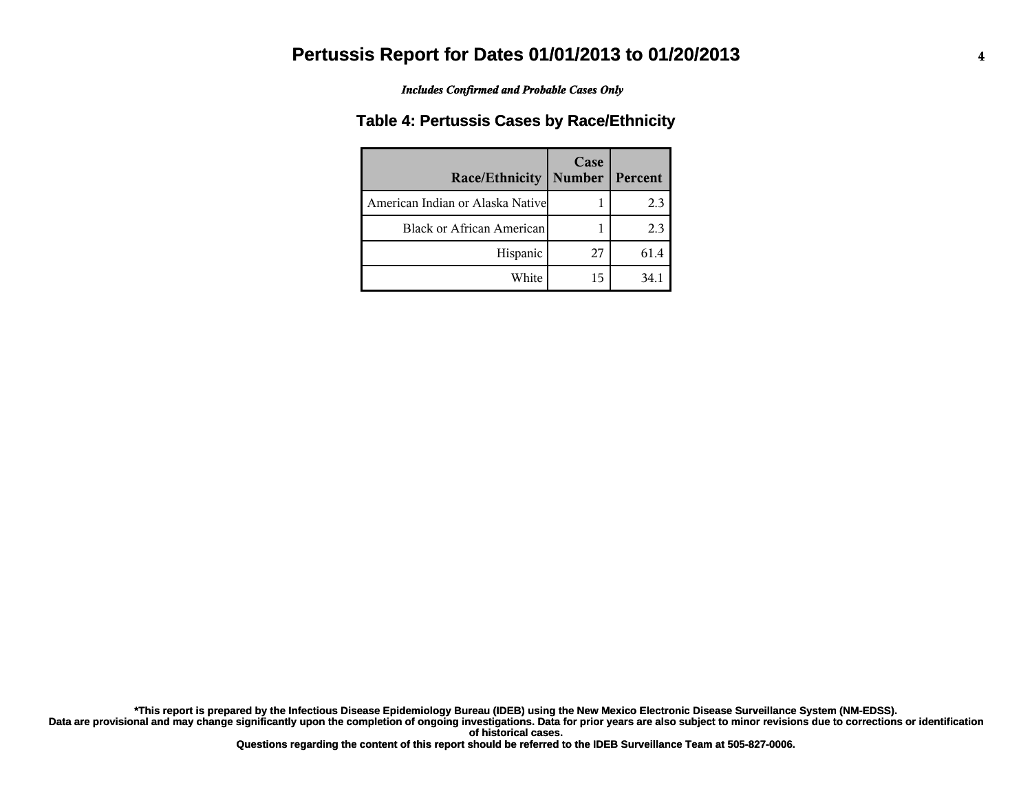# Pertussis Report for Dates 01/01/2013 to 01/20/2013

*Includes Confirmed and Probable Cases Only*

## Table 4: Pertussis Cases by Race/Ethnicity

| Race/Ethnicity | Case Number | Percent |
|---|---|---|
| American Indian or Alaska Native | 1 | 2.3 |
| Black or African American | 1 | 2.3 |
| Hispanic | 27 | 61.4 |
| White | 15 | 34.1 |

**\*This report is prepared by the Infectious Disease Epidemiology Bureau (IDEB) using the New Mexico Electronic Disease Surveillance System (NM-EDSS). Data are provisional and may change significantly upon the completion of ongoing investigations. Data for prior years are also subject to minor revisions due to corrections or identification of historical cases. Questions regarding the content of this report should be referred to the IDEB Surveillance Team at 505-827-0006.**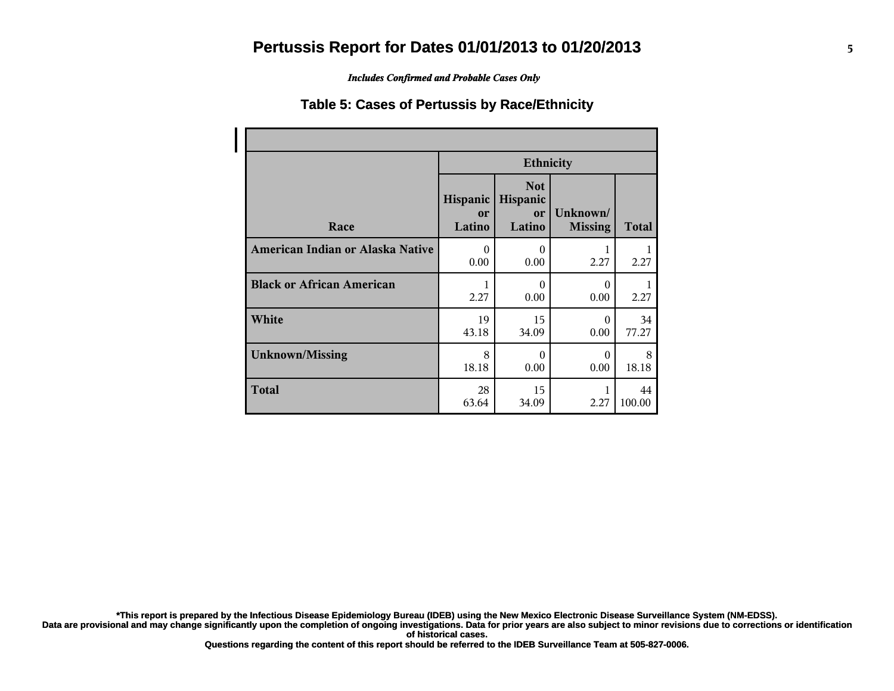# Pertussis Report for Dates 01/01/2013 to 01/20/2013

*Includes Confirmed and Probable Cases Only*

## Table 5: Cases of Pertussis by Race/Ethnicity

| Race | Ethnicity | | | |
|---|---|---|---|---|
| | Hispanic or Latino | Not Hispanic or Latino | Unknown/ Missing | Total |
| **American Indian or Alaska Native** | 0<br>0.00 | 0<br>0.00 | 1<br>2.27 | 1<br>2.27 |
| **Black or African American** | 1<br>2.27 | 0<br>0.00 | 0<br>0.00 | 1<br>2.27 |
| **White** | 19<br>43.18 | 15<br>34.09 | 0<br>0.00 | 34<br>77.27 |
| **Unknown/Missing** | 8<br>18.18 | 0<br>0.00 | 0<br>0.00 | 8<br>18.18 |
| **Total** | 28<br>63.64 | 15<br>34.09 | 1<br>2.27 | 44<br>100.00 |

**\*This report is prepared by the Infectious Disease Epidemiology Bureau (IDEB) using the New Mexico Electronic Disease Surveillance System (NM-EDSS). Data are provisional and may change significantly upon the completion of ongoing investigations. Data for prior years are also subject to minor revisions due to corrections or identification of historical cases. Questions regarding the content of this report should be referred to the IDEB Surveillance Team at 505-827-0006.**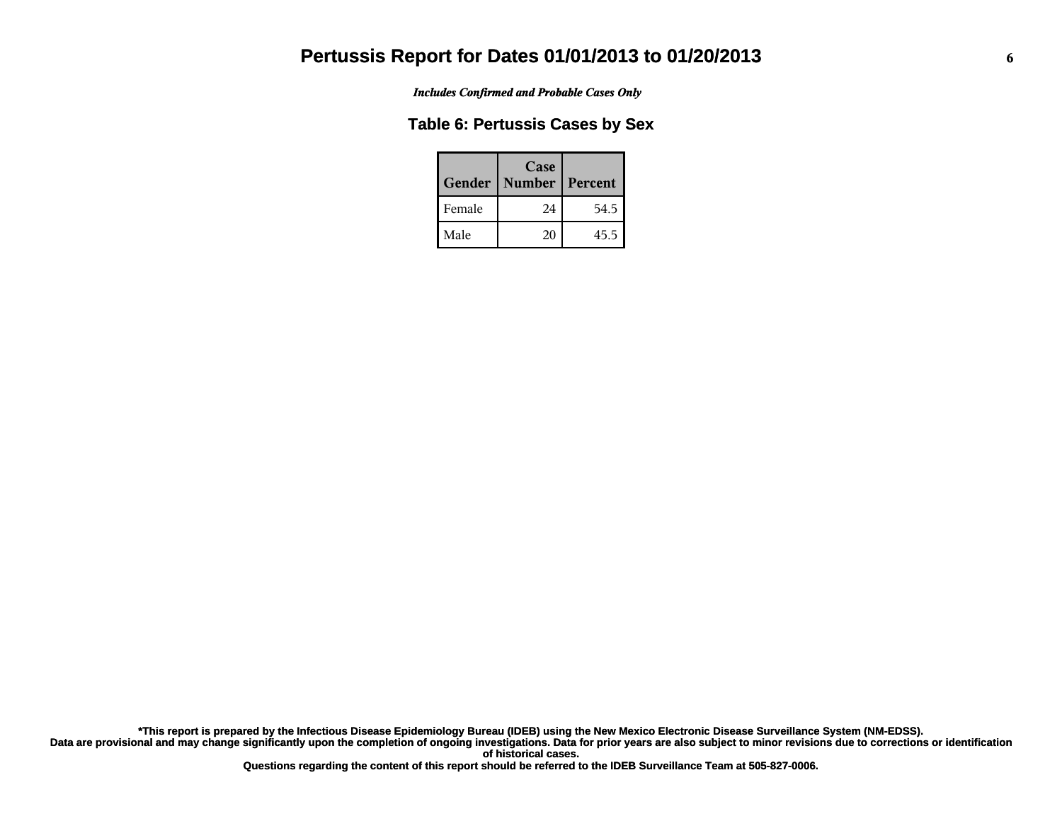# Pertussis Report for Dates 01/01/2013 to 01/20/2013

*Includes Confirmed and Probable Cases Only*

## Table 6: Pertussis Cases by Sex

| Gender | Case Number | Percent |
|---|---|---|
| Female | 24 | 54.5 |
| Male | 20 | 45.5 |

**\*This report is prepared by the Infectious Disease Epidemiology Bureau (IDEB) using the New Mexico Electronic Disease Surveillance System (NM-EDSS). Data are provisional and may change significantly upon the completion of ongoing investigations. Data for prior years are also subject to minor revisions due to corrections or identification of historical cases.**

**Questions regarding the content of this report should be referred to the IDEB Surveillance Team at 505-827-0006.**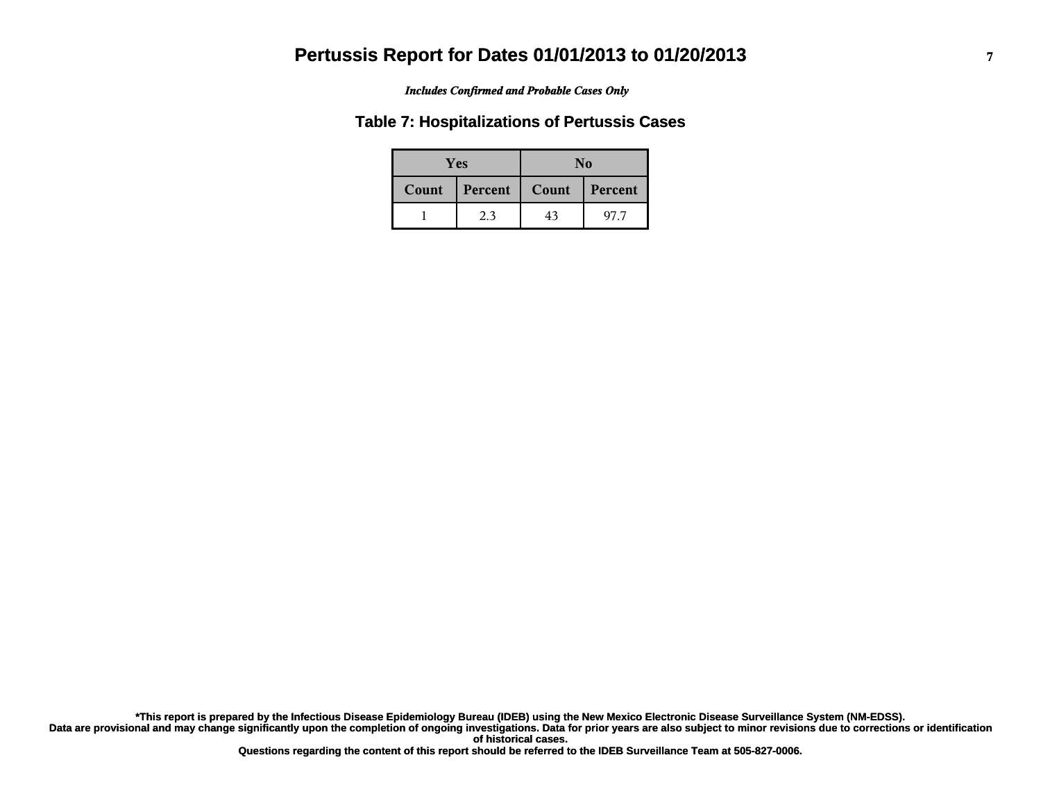# Pertussis Report for Dates 01/01/2013 to 01/20/2013

*Includes Confirmed and Probable Cases Only*

## Table 7: Hospitalizations of Pertussis Cases

| Yes | | No | |
|---|---|---|---|
| Count | Percent | Count | Percent |
| 1 | 2.3 | 43 | 97.7 |

**\*This report is prepared by the Infectious Disease Epidemiology Bureau (IDEB) using the New Mexico Electronic Disease Surveillance System (NM-EDSS). Data are provisional and may change significantly upon the completion of ongoing investigations. Data for prior years are also subject to minor revisions due to corrections or identification of historical cases.**
**Questions regarding the content of this report should be referred to the IDEB Surveillance Team at 505-827-0006.**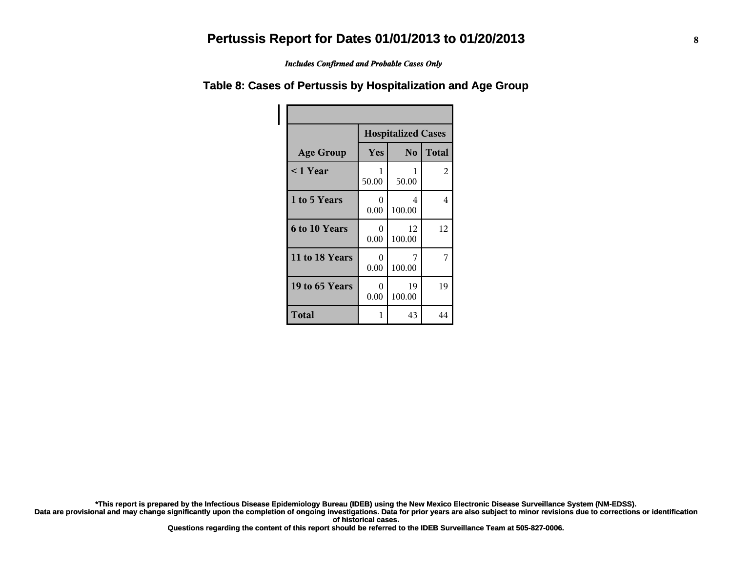# Pertussis Report for Dates 01/01/2013 to 01/20/2013

***Includes Confirmed and Probable Cases Only***

## Table 8: Cases of Pertussis by Hospitalization and Age Group

| | Hospitalized Cases | | |
|---|---|---|---|
| **Age Group** | **Yes** | **No** | **Total** |
| **< 1 Year** | 1<br>50.00 | 1<br>50.00 | 2 |
| **1 to 5 Years** | 0<br>0.00 | 4<br>100.00 | 4 |
| **6 to 10 Years** | 0<br>0.00 | 12<br>100.00 | 12 |
| **11 to 18 Years** | 0<br>0.00 | 7<br>100.00 | 7 |
| **19 to 65 Years** | 0<br>0.00 | 19<br>100.00 | 19 |
| **Total** | 1 | 43 | 44 |

**\*This report is prepared by the Infectious Disease Epidemiology Bureau (IDEB) using the New Mexico Electronic Disease Surveillance System (NM-EDSS).**
**Data are provisional and may change significantly upon the completion of ongoing investigations. Data for prior years are also subject to minor revisions due to corrections or identification of historical cases.**
**Questions regarding the content of this report should be referred to the IDEB Surveillance Team at 505-827-0006.**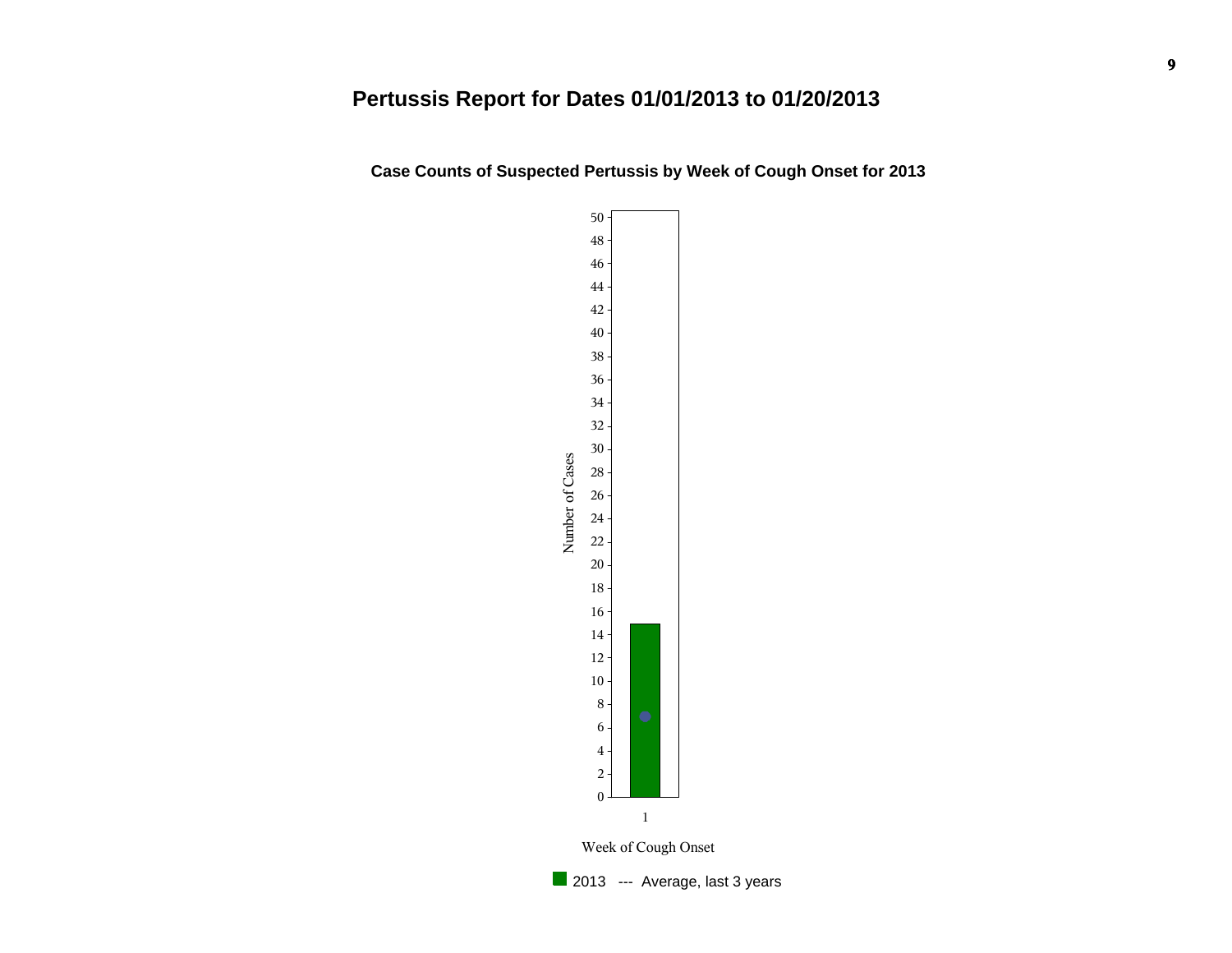# Pertussis Report for Dates 01/01/2013 to 01/20/2013

## Case Counts of Suspected Pertussis by Week of Cough Onset for 2013

Number of Cases

50
48
46
44
42
40
38
36
34
32
30
28
26
24
22
20
18
16
14
12
10
8
6
4
2
0

1

Week of Cough Onset

2013 --- Average, last 3 years